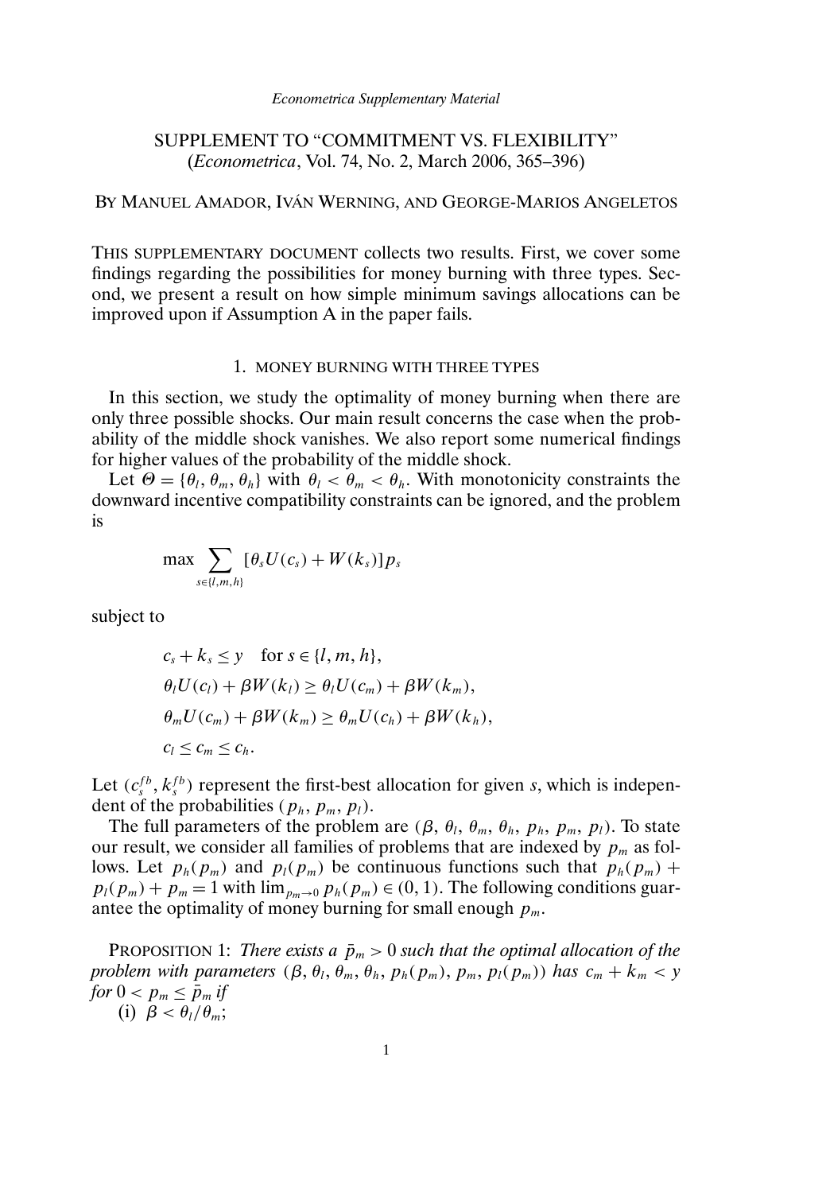*Econometrica Supplementary Material*

# SUPPLEMENT TO "COMMITMENT VS. FLEXIBILITY" (*Econometrica*, Vol. 74, No. 2, March 2006, 365–396)

BY MANUEL AMADOR, IVÁN WERNING, AND GEORGE-MARIOS ANGELETOS

THIS SUPPLEMENTARY DOCUMENT collects two results. First, we cover some findings regarding the possibilities for money burning with three types. Second, we present a result on how simple minimum savings allocations can be improved upon if Assumption A in the paper fails.

## 1. MONEY BURNING WITH THREE TYPES

In this section, we study the optimality of money burning when there are only three possible shocks. Our main result concerns the case when the probability of the middle shock vanishes. We also report some numerical findings for higher values of the probability of the middle shock.

Let $\Theta = \{\theta_l, \theta_m, \theta_h\}$ with $\theta_l < \theta_m < \theta_h$. With monotonicity constraints the downward incentive compatibility constraints can be ignored, and the problem is

$$\max \sum_{s \in \{l,m,h\}} [\theta_s U(c_s) + W(k_s)] p_s$$

subject to

$$c_s + k_s \leq y \quad \text{for } s \in \{l, m, h\},$$

$$\theta_l U(c_l) + \beta W(k_l) \geq \theta_l U(c_m) + \beta W(k_m),$$

$$\theta_m U(c_m) + \beta W(k_m) \geq \theta_m U(c_h) + \beta W(k_h),$$

$$c_l \leq c_m \leq c_h.$$

Let $(c_s^{fb}, k_s^{fb})$ represent the first-best allocation for given $s$, which is independent of the probabilities $(p_h, p_m, p_l)$.

The full parameters of the problem are $(\beta, \theta_l, \theta_m, \theta_h, p_h, p_m, p_l)$. To state our result, we consider all families of problems that are indexed by $p_m$ as follows. Let $p_h(p_m)$ and $p_l(p_m)$ be continuous functions such that $p_h(p_m) + p_l(p_m) + p_m = 1$ with $\lim_{p_m \to 0} p_h(p_m) \in (0, 1)$. The following conditions guarantee the optimality of money burning for small enough $p_m$.

PROPOSITION 1: *There exists a $\bar{p}_m > 0$ such that the optimal allocation of the problem with parameters $(\beta, \theta_l, \theta_m, \theta_h, p_h(p_m), p_m, p_l(p_m))$ has $c_m + k_m < y$ for $0 < p_m \leq \bar{p}_m$ if*

(i) $\beta < \theta_l/\theta_m$;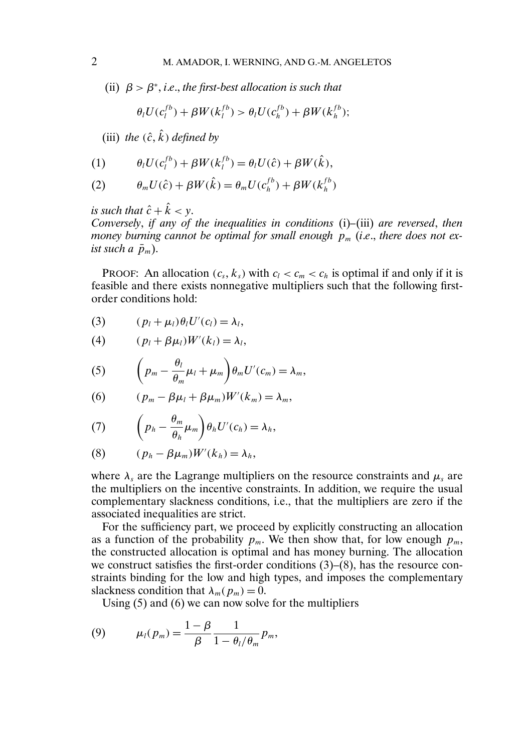(ii) $\beta > \beta^*$, *i.e.*, *the first-best allocation is such that*

$$\theta_l U(c_l^{fb}) + \beta W(k_l^{fb}) > \theta_l U(c_h^{fb}) + \beta W(k_h^{fb});$$

(iii) *the* $(\hat{c}, \hat{k})$ *defined by*

$$\theta_l U(c_l^{fb}) + \beta W(k_l^{fb}) = \theta_l U(\hat{c}) + \beta W(\hat{k}), \tag{1}$$

$$\theta_m U(\hat{c}) + \beta W(\hat{k}) = \theta_m U(c_h^{fb}) + \beta W(k_h^{fb}) \tag{2}$$

*is such that* $\hat{c} + \hat{k} < y$.

*Conversely*, *if any of the inequalities in conditions* (i)–(iii) *are reversed*, *then money burning cannot be optimal for small enough* $p_m$ (*i.e*., *there does not exist such a* $\bar{p}_m$).

PROOF: An allocation $(c_s, k_s)$ with $c_l < c_m < c_h$ is optimal if and only if it is feasible and there exists nonnegative multipliers such that the following first-order conditions hold:

$$(p_l + \mu_l)\theta_l U'(c_l) = \lambda_l, \tag{3}$$

$$(p_l + \beta\mu_l)W'(k_l) = \lambda_l, \tag{4}$$

$$\left(p_m - \frac{\theta_l}{\theta_m}\mu_l + \mu_m\right)\theta_m U'(c_m) = \lambda_m, \tag{5}$$

$$(p_m - \beta\mu_l + \beta\mu_m)W'(k_m) = \lambda_m, \tag{6}$$

$$\left(p_h - \frac{\theta_m}{\theta_h}\mu_m\right)\theta_h U'(c_h) = \lambda_h, \tag{7}$$

$$(p_h - \beta\mu_m)W'(k_h) = \lambda_h, \tag{8}$$

where $\lambda_s$ are the Lagrange multipliers on the resource constraints and $\mu_s$ are the multipliers on the incentive constraints. In addition, we require the usual complementary slackness conditions, i.e., that the multipliers are zero if the associated inequalities are strict.

For the sufficiency part, we proceed by explicitly constructing an allocation as a function of the probability $p_m$. We then show that, for low enough $p_m$, the constructed allocation is optimal and has money burning. The allocation we construct satisfies the first-order conditions (3)–(8), has the resource constraints binding for the low and high types, and imposes the complementary slackness condition that $\lambda_m(p_m) = 0$.

Using (5) and (6) we can now solve for the multipliers

$$\mu_l(p_m) = \frac{1-\beta}{\beta}\frac{1}{1-\theta_l/\theta_m}p_m, \tag{9}$$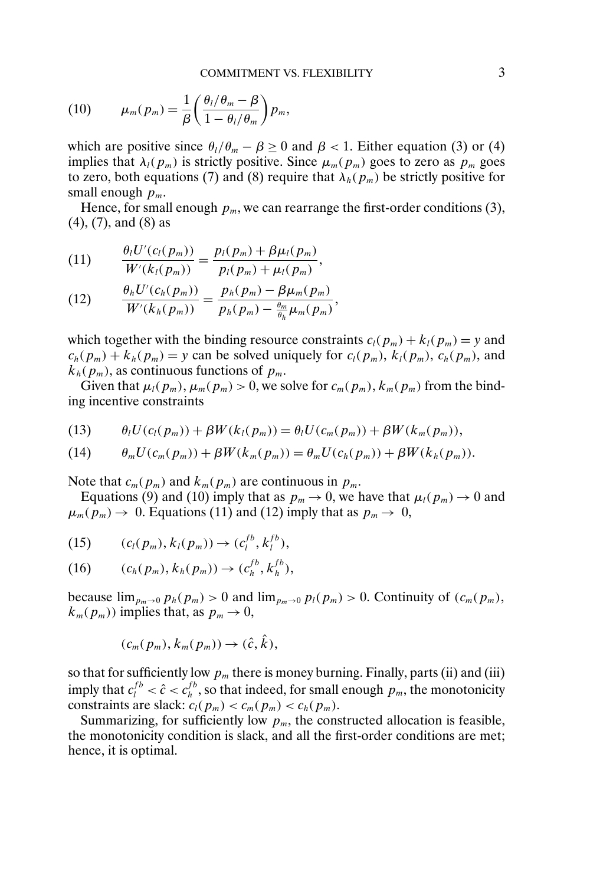$$\mu_m(p_m) = \frac{1}{\beta}\left(\frac{\theta_l/\theta_m - \beta}{1 - \theta_l/\theta_m}\right) p_m, \tag{10}$$

which are positive since $\theta_l/\theta_m - \beta \geq 0$ and $\beta < 1$. Either equation (3) or (4) implies that $\lambda_l(p_m)$ is strictly positive. Since $\mu_m(p_m)$ goes to zero as $p_m$ goes to zero, both equations (7) and (8) require that $\lambda_h(p_m)$ be strictly positive for small enough $p_m$.

Hence, for small enough $p_m$, we can rearrange the first-order conditions (3), (4), (7), and (8) as

$$\frac{\theta_l U'(c_l(p_m))}{W'(k_l(p_m))} = \frac{p_l(p_m) + \beta\mu_l(p_m)}{p_l(p_m) + \mu_l(p_m)}, \tag{11}$$

$$\frac{\theta_h U'(c_h(p_m))}{W'(k_h(p_m))} = \frac{p_h(p_m) - \beta\mu_m(p_m)}{p_h(p_m) - \frac{\theta_m}{\theta_h}\mu_m(p_m)}, \tag{12}$$

which together with the binding resource constraints $c_l(p_m) + k_l(p_m) = y$ and $c_h(p_m) + k_h(p_m) = y$ can be solved uniquely for $c_l(p_m)$, $k_l(p_m)$, $c_h(p_m)$, and $k_h(p_m)$, as continuous functions of $p_m$.

Given that $\mu_l(p_m), \mu_m(p_m) > 0$, we solve for $c_m(p_m)$, $k_m(p_m)$ from the binding incentive constraints

$$\theta_l U(c_l(p_m)) + \beta W(k_l(p_m)) = \theta_l U(c_m(p_m)) + \beta W(k_m(p_m)), \tag{13}$$

$$\theta_m U(c_m(p_m)) + \beta W(k_m(p_m)) = \theta_m U(c_h(p_m)) + \beta W(k_h(p_m)). \tag{14}$$

Note that $c_m(p_m)$ and $k_m(p_m)$ are continuous in $p_m$.

Equations (9) and (10) imply that as $p_m \to 0$, we have that $\mu_l(p_m) \to 0$ and $\mu_m(p_m) \to 0$. Equations (11) and (12) imply that as $p_m \to 0$,

$$(c_l(p_m), k_l(p_m)) \to (c_l^{fb}, k_l^{fb}), \tag{15}$$

$$(c_h(p_m), k_h(p_m)) \to (c_h^{fb}, k_h^{fb}), \tag{16}$$

because $\lim_{p_m \to 0} p_h(p_m) > 0$ and $\lim_{p_m \to 0} p_l(p_m) > 0$. Continuity of $(c_m(p_m), k_m(p_m))$ implies that, as $p_m \to 0$,

$$(c_m(p_m), k_m(p_m)) \to (\hat{c}, \hat{k}),$$

so that for sufficiently low $p_m$ there is money burning. Finally, parts (ii) and (iii) imply that $c_l^{fb} < \hat{c} < c_h^{fb}$, so that indeed, for small enough $p_m$, the monotonicity constraints are slack: $c_l(p_m) < c_m(p_m) < c_h(p_m)$.

Summarizing, for sufficiently low $p_m$, the constructed allocation is feasible, the monotonicity condition is slack, and all the first-order conditions are met; hence, it is optimal.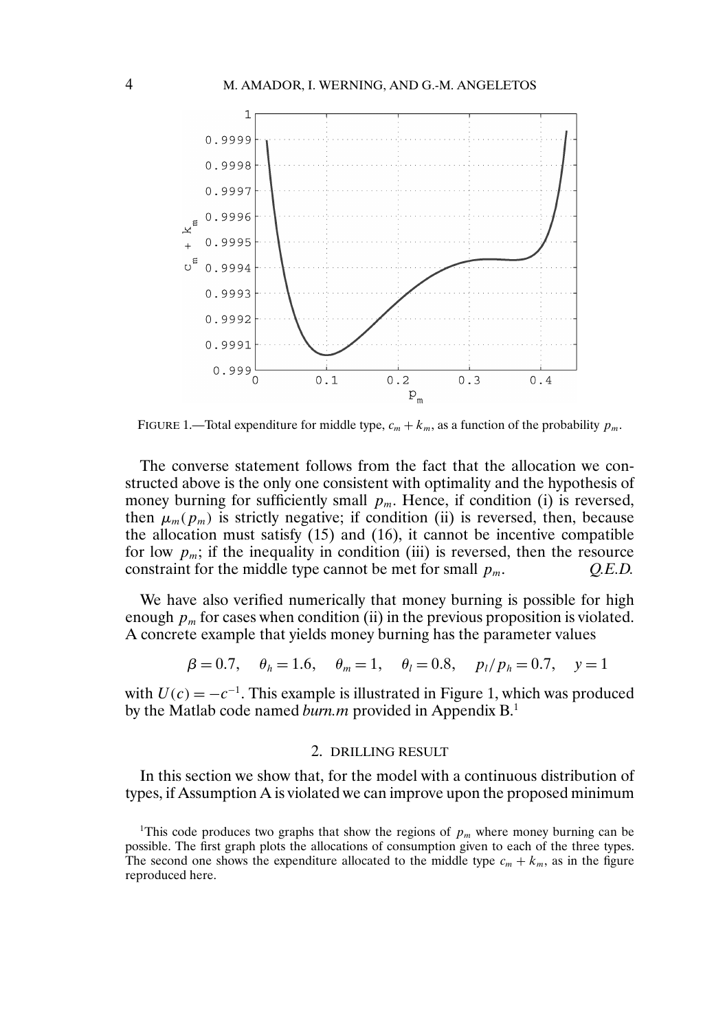FIGURE 1.—Total expenditure for middle type, $c_m + k_m$, as a function of the probability $p_m$.

The converse statement follows from the fact that the allocation we constructed above is the only one consistent with optimality and the hypothesis of money burning for sufficiently small $p_m$. Hence, if condition (i) is reversed, then $\mu_m(p_m)$ is strictly negative; if condition (ii) is reversed, then, because the allocation must satisfy (15) and (16), it cannot be incentive compatible for low $p_m$; if the inequality in condition (iii) is reversed, then the resource constraint for the middle type cannot be met for small $p_m$. *Q.E.D.*

We have also verified numerically that money burning is possible for high enough $p_m$ for cases when condition (ii) in the previous proposition is violated. A concrete example that yields money burning has the parameter values

$$\beta = 0.7, \quad \theta_h = 1.6, \quad \theta_m = 1, \quad \theta_l = 0.8, \quad p_l/p_h = 0.7, \quad y = 1$$

with $U(c) = -c^{-1}$. This example is illustrated in Figure 1, which was produced by the Matlab code named *burn.m* provided in Appendix B.[1]

## 2. DRILLING RESULT

In this section we show that, for the model with a continuous distribution of types, if Assumption A is violated we can improve upon the proposed minimum

[1]This code produces two graphs that show the regions of $p_m$ where money burning can be possible. The first graph plots the allocations of consumption given to each of the three types. The second one shows the expenditure allocated to the middle type $c_m + k_m$, as in the figure reproduced here.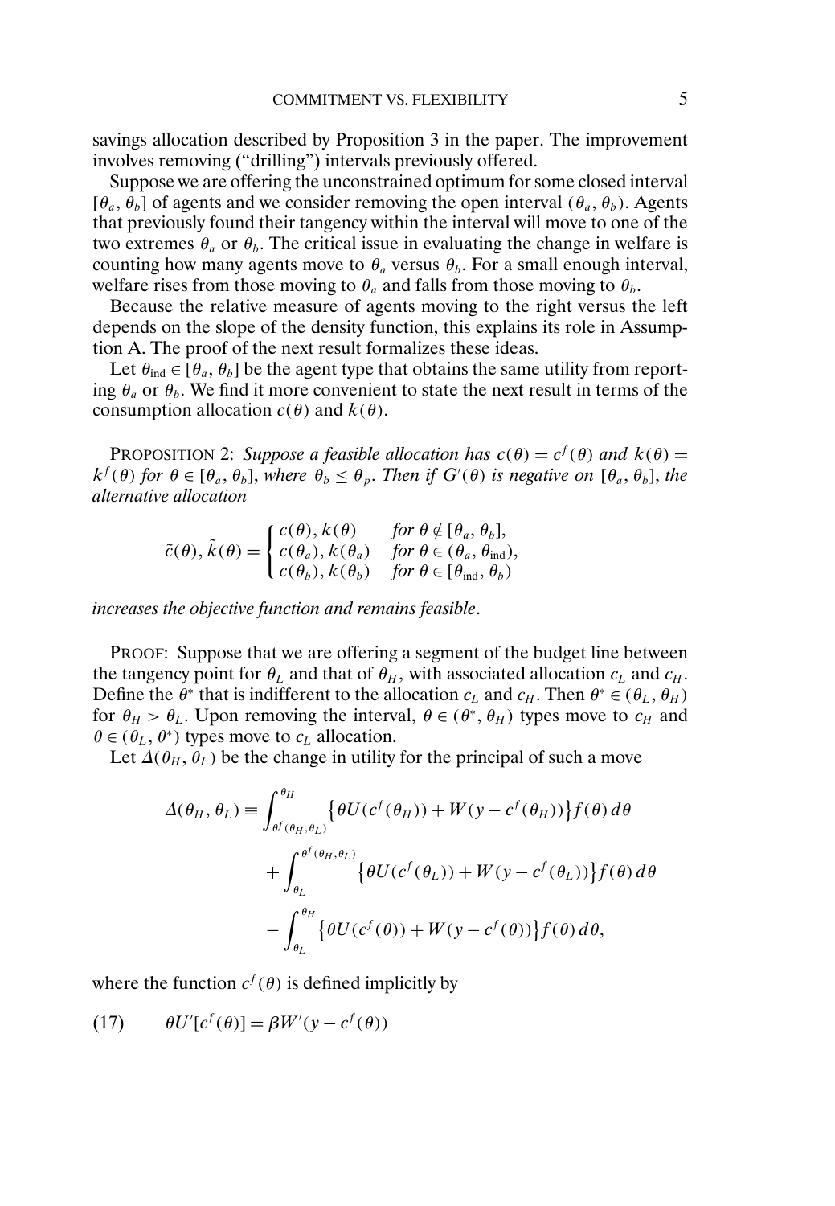savings allocation described by Proposition 3 in the paper. The improvement involves removing ("drilling") intervals previously offered.

Suppose we are offering the unconstrained optimum for some closed interval $[\theta_a, \theta_b]$ of agents and we consider removing the open interval $(\theta_a, \theta_b)$. Agents that previously found their tangency within the interval will move to one of the two extremes $\theta_a$ or $\theta_b$. The critical issue in evaluating the change in welfare is counting how many agents move to $\theta_a$ versus $\theta_b$. For a small enough interval, welfare rises from those moving to $\theta_a$ and falls from those moving to $\theta_b$.

Because the relative measure of agents moving to the right versus the left depends on the slope of the density function, this explains its role in Assumption A. The proof of the next result formalizes these ideas.

Let $\theta_{\text{ind}} \in [\theta_a, \theta_b]$ be the agent type that obtains the same utility from reporting $\theta_a$ or $\theta_b$. We find it more convenient to state the next result in terms of the consumption allocation $c(\theta)$ and $k(\theta)$.

PROPOSITION 2: *Suppose a feasible allocation has $c(\theta) = c^f(\theta)$ and $k(\theta) = k^f(\theta)$ for $\theta \in [\theta_a, \theta_b]$, where $\theta_b \leq \theta_p$. Then if $G'(\theta)$ is negative on $[\theta_a, \theta_b]$, the alternative allocation*

$$\tilde{c}(\theta), \tilde{k}(\theta) = \begin{cases} c(\theta), k(\theta) & \text{for } \theta \notin [\theta_a, \theta_b], \\ c(\theta_a), k(\theta_a) & \text{for } \theta \in (\theta_a, \theta_{\text{ind}}), \\ c(\theta_b), k(\theta_b) & \text{for } \theta \in [\theta_{\text{ind}}, \theta_b) \end{cases}$$

*increases the objective function and remains feasible.*

PROOF: Suppose that we are offering a segment of the budget line between the tangency point for $\theta_L$ and that of $\theta_H$, with associated allocation $c_L$ and $c_H$. Define the $\theta^*$ that is indifferent to the allocation $c_L$ and $c_H$. Then $\theta^* \in (\theta_L, \theta_H)$ for $\theta_H > \theta_L$. Upon removing the interval, $\theta \in (\theta^*, \theta_H)$ types move to $c_H$ and $\theta \in (\theta_L, \theta^*)$ types move to $c_L$ allocation.

Let $\Delta(\theta_H, \theta_L)$ be the change in utility for the principal of such a move

$$\begin{aligned}
\Delta(\theta_H, \theta_L) \equiv & \int_{\theta^f(\theta_H, \theta_L)}^{\theta_H} \left\{ \theta U(c^f(\theta_H)) + W(y - c^f(\theta_H)) \right\} f(\theta)\, d\theta \\
& + \int_{\theta_L}^{\theta^f(\theta_H, \theta_L)} \left\{ \theta U(c^f(\theta_L)) + W(y - c^f(\theta_L)) \right\} f(\theta)\, d\theta \\
& - \int_{\theta_L}^{\theta_H} \left\{ \theta U(c^f(\theta)) + W(y - c^f(\theta)) \right\} f(\theta)\, d\theta,
\end{aligned}$$

where the function $c^f(\theta)$ is defined implicitly by

$$\theta U'[c^f(\theta)] = \beta W'(y - c^f(\theta)) \tag{17}$$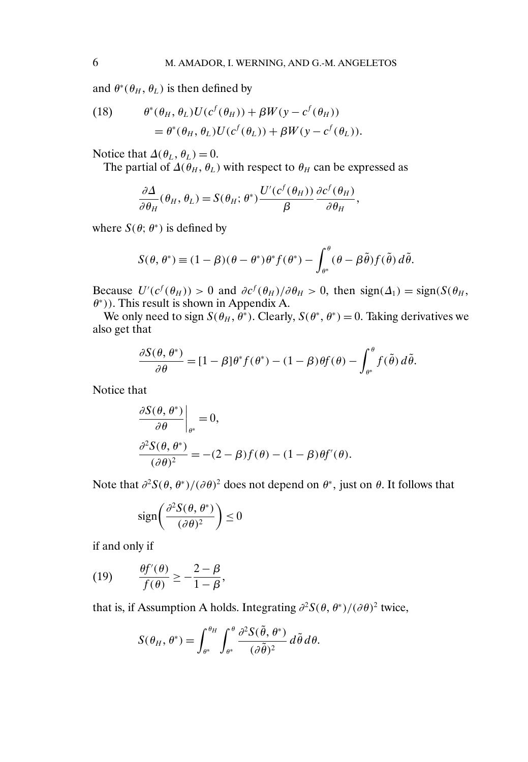and $\theta^*(\theta_H, \theta_L)$ is then defined by

$$
\begin{aligned}
\text{(18)} \qquad & \theta^*(\theta_H, \theta_L)U(c^f(\theta_H)) + \beta W(y - c^f(\theta_H)) \\
& = \theta^*(\theta_H, \theta_L)U(c^f(\theta_L)) + \beta W(y - c^f(\theta_L)).
\end{aligned}
$$

Notice that $\Delta(\theta_L, \theta_L) = 0$.

The partial of $\Delta(\theta_H, \theta_L)$ with respect to $\theta_H$ can be expressed as

$$
\frac{\partial \Delta}{\partial \theta_H}(\theta_H, \theta_L) = S(\theta_H; \theta^*)\frac{U'(c^f(\theta_H))}{\beta}\frac{\partial c^f(\theta_H)}{\partial \theta_H},
$$

where $S(\theta; \theta^*)$ is defined by

$$
S(\theta, \theta^*) \equiv (1-\beta)(\theta - \theta^*)\theta^* f(\theta^*) - \int_{\theta^*}^{\theta}(\theta - \beta\tilde{\theta})f(\tilde{\theta})\,d\tilde{\theta}.
$$

Because $U'(c^f(\theta_H)) > 0$ and $\partial c^f(\theta_H)/\partial\theta_H > 0$, then $\text{sign}(\Delta_1) = \text{sign}(S(\theta_H, \theta^*))$. This result is shown in Appendix A.

We only need to sign $S(\theta_H, \theta^*)$. Clearly, $S(\theta^*, \theta^*) = 0$. Taking derivatives we also get that

$$
\frac{\partial S(\theta, \theta^*)}{\partial \theta} = [1-\beta]\theta^* f(\theta^*) - (1-\beta)\theta f(\theta) - \int_{\theta^*}^{\theta} f(\tilde{\theta})\,d\tilde{\theta}.
$$

Notice that

$$
\begin{aligned}
& \left.\frac{\partial S(\theta, \theta^*)}{\partial \theta}\right|_{\theta^*} = 0, \\
& \frac{\partial^2 S(\theta, \theta^*)}{(\partial \theta)^2} = -(2-\beta)f(\theta) - (1-\beta)\theta f'(\theta).
\end{aligned}
$$

Note that $\partial^2 S(\theta, \theta^*)/(\partial\theta)^2$ does not depend on $\theta^*$, just on $\theta$. It follows that

$$
\text{sign}\left(\frac{\partial^2 S(\theta, \theta^*)}{(\partial\theta)^2}\right) \leq 0
$$

if and only if

$$
\text{(19)} \qquad \frac{\theta f'(\theta)}{f(\theta)} \geq -\frac{2-\beta}{1-\beta},
$$

that is, if Assumption A holds. Integrating $\partial^2 S(\theta, \theta^*)/(\partial\theta)^2$ twice,

$$
S(\theta_H, \theta^*) = \int_{\theta^*}^{\theta_H}\int_{\theta^*}^{\theta}\frac{\partial^2 S(\tilde{\theta}, \theta^*)}{(\partial\tilde{\theta})^2}\,d\tilde{\theta}\,d\theta.
$$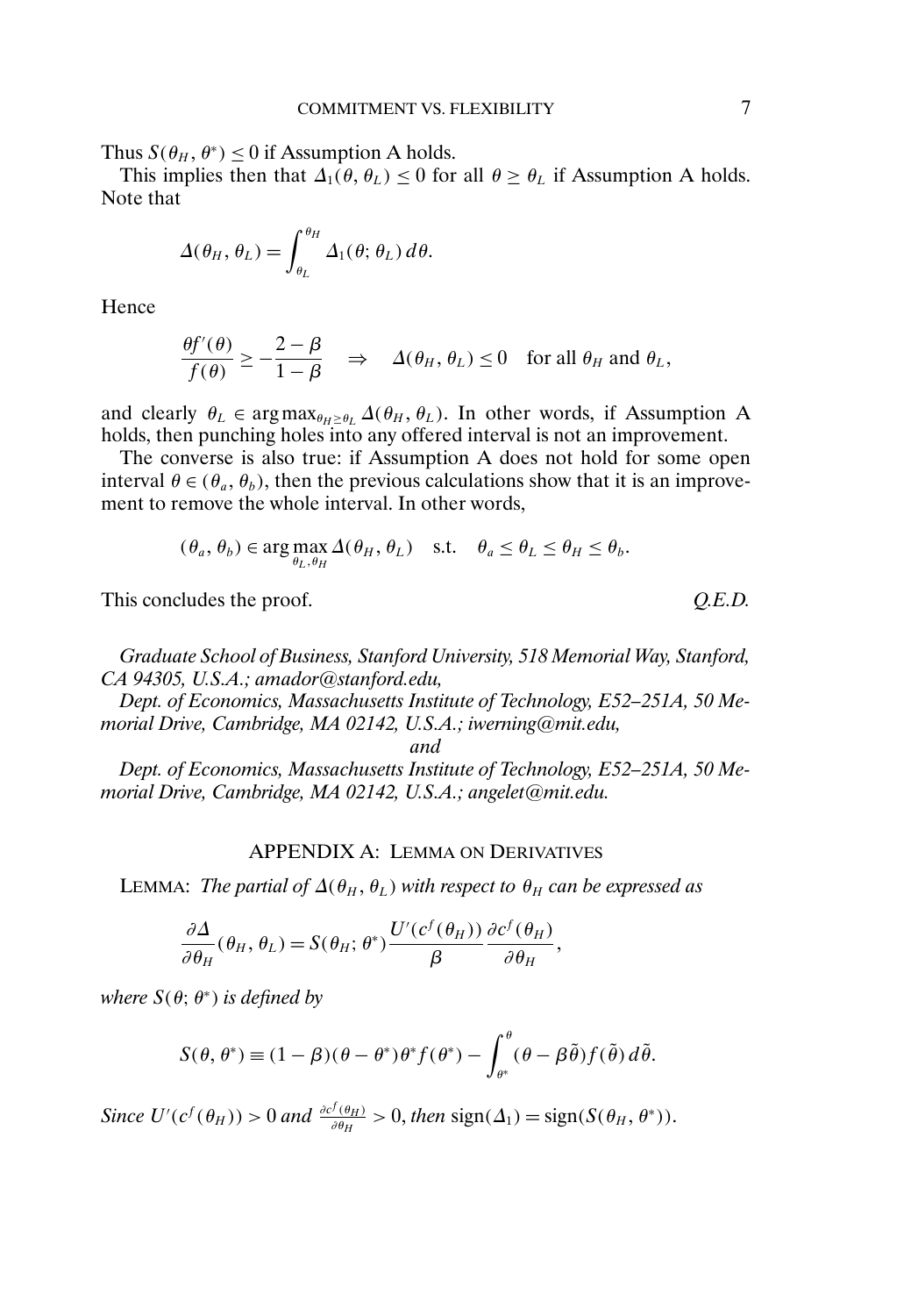Thus $S(\theta_H, \theta^*) \le 0$ if Assumption A holds.

This implies then that $\Delta_1(\theta, \theta_L) \le 0$ for all $\theta \ge \theta_L$ if Assumption A holds. Note that

$$\Delta(\theta_H, \theta_L) = \int_{\theta_L}^{\theta_H} \Delta_1(\theta; \theta_L)\, d\theta.$$

Hence

$$\frac{\theta f'(\theta)}{f(\theta)} \ge -\frac{2-\beta}{1-\beta} \quad \Rightarrow \quad \Delta(\theta_H, \theta_L) \le 0 \quad \text{for all } \theta_H \text{ and } \theta_L,$$

and clearly $\theta_L \in \arg\max_{\theta_H \ge \theta_L} \Delta(\theta_H, \theta_L)$. In other words, if Assumption A holds, then punching holes into any offered interval is not an improvement.

The converse is also true: if Assumption A does not hold for some open interval $\theta \in (\theta_a, \theta_b)$, then the previous calculations show that it is an improvement to remove the whole interval. In other words,

$$(\theta_a, \theta_b) \in \arg\max_{\theta_L, \theta_H} \Delta(\theta_H, \theta_L) \quad \text{s.t.} \quad \theta_a \le \theta_L \le \theta_H \le \theta_b.$$

This concludes the proof. *Q.E.D.*

*Graduate School of Business, Stanford University, 518 Memorial Way, Stanford, CA 94305, U.S.A.; amador@stanford.edu,*

*Dept. of Economics, Massachusetts Institute of Technology, E52–251A, 50 Memorial Drive, Cambridge, MA 02142, U.S.A.; iwerning@mit.edu,*

*and*

*Dept. of Economics, Massachusetts Institute of Technology, E52–251A, 50 Memorial Drive, Cambridge, MA 02142, U.S.A.; angelet@mit.edu.*

## APPENDIX A: LEMMA ON DERIVATIVES

LEMMA: *The partial of $\Delta(\theta_H, \theta_L)$ with respect to $\theta_H$ can be expressed as*

$$\frac{\partial \Delta}{\partial \theta_H}(\theta_H, \theta_L) = S(\theta_H; \theta^*) \frac{U'(c^f(\theta_H))}{\beta} \frac{\partial c^f(\theta_H)}{\partial \theta_H},$$

*where $S(\theta; \theta^*)$ is defined by*

$$S(\theta, \theta^*) \equiv (1-\beta)(\theta - \theta^*)\theta^* f(\theta^*) - \int_{\theta^*}^{\theta} (\theta - \beta\tilde{\theta}) f(\tilde{\theta})\, d\tilde{\theta}.$$

*Since $U'(c^f(\theta_H)) > 0$ and $\frac{\partial c^f(\theta_H)}{\partial \theta_H} > 0$, then $\operatorname{sign}(\Delta_1) = \operatorname{sign}(S(\theta_H, \theta^*))$.*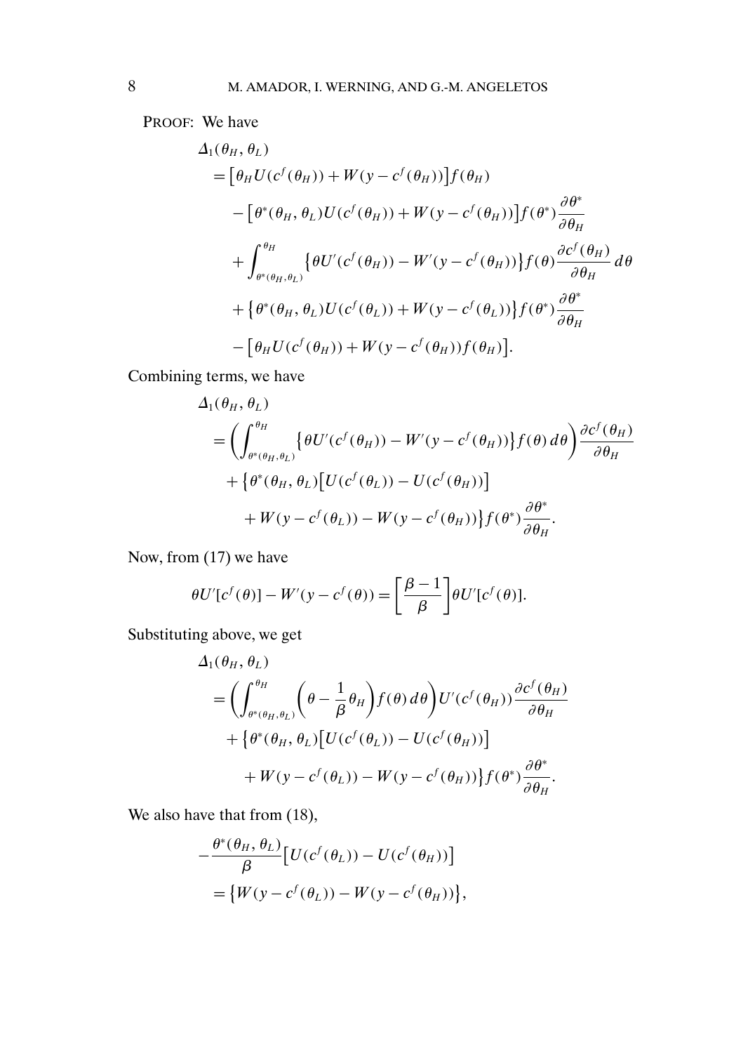PROOF: We have

$$
\begin{aligned}
&\Delta_1(\theta_H, \theta_L) \\
&= \big[\theta_H U(c^f(\theta_H)) + W(y - c^f(\theta_H))\big] f(\theta_H) \\
&\quad - \big[\theta^*(\theta_H, \theta_L) U(c^f(\theta_H)) + W(y - c^f(\theta_H))\big] f(\theta^*) \frac{\partial \theta^*}{\partial \theta_H} \\
&\quad + \int_{\theta^*(\theta_H, \theta_L)}^{\theta_H} \big\{\theta U'(c^f(\theta_H)) - W'(y - c^f(\theta_H))\big\} f(\theta) \frac{\partial c^f(\theta_H)}{\partial \theta_H} \, d\theta \\
&\quad + \big\{\theta^*(\theta_H, \theta_L) U(c^f(\theta_L)) + W(y - c^f(\theta_L))\big\} f(\theta^*) \frac{\partial \theta^*}{\partial \theta_H} \\
&\quad - \big[\theta_H U(c^f(\theta_H)) + W(y - c^f(\theta_H)) f(\theta_H)\big].
\end{aligned}
$$

Combining terms, we have

$$
\begin{aligned}
&\Delta_1(\theta_H, \theta_L) \\
&= \left(\int_{\theta^*(\theta_H, \theta_L)}^{\theta_H} \big\{\theta U'(c^f(\theta_H)) - W'(y - c^f(\theta_H))\big\} f(\theta) \, d\theta\right) \frac{\partial c^f(\theta_H)}{\partial \theta_H} \\
&\quad + \big\{\theta^*(\theta_H, \theta_L)\big[U(c^f(\theta_L)) - U(c^f(\theta_H))\big] \\
&\qquad + W(y - c^f(\theta_L)) - W(y - c^f(\theta_H))\big\} f(\theta^*) \frac{\partial \theta^*}{\partial \theta_H}.
\end{aligned}
$$

Now, from (17) we have

$$
\theta U'[c^f(\theta)] - W'(y - c^f(\theta)) = \left[\frac{\beta - 1}{\beta}\right] \theta U'[c^f(\theta)].
$$

Substituting above, we get

$$
\begin{aligned}
&\Delta_1(\theta_H, \theta_L) \\
&= \left(\int_{\theta^*(\theta_H, \theta_L)}^{\theta_H} \left(\theta - \frac{1}{\beta}\theta_H\right) f(\theta) \, d\theta\right) U'(c^f(\theta_H)) \frac{\partial c^f(\theta_H)}{\partial \theta_H} \\
&\quad + \big\{\theta^*(\theta_H, \theta_L)\big[U(c^f(\theta_L)) - U(c^f(\theta_H))\big] \\
&\qquad + W(y - c^f(\theta_L)) - W(y - c^f(\theta_H))\big\} f(\theta^*) \frac{\partial \theta^*}{\partial \theta_H}.
\end{aligned}
$$

We also have that from (18),

$$
\begin{aligned}
&-\frac{\theta^*(\theta_H, \theta_L)}{\beta}\big[U(c^f(\theta_L)) - U(c^f(\theta_H))\big] \\
&= \big\{W(y - c^f(\theta_L)) - W(y - c^f(\theta_H))\big\},
\end{aligned}
$$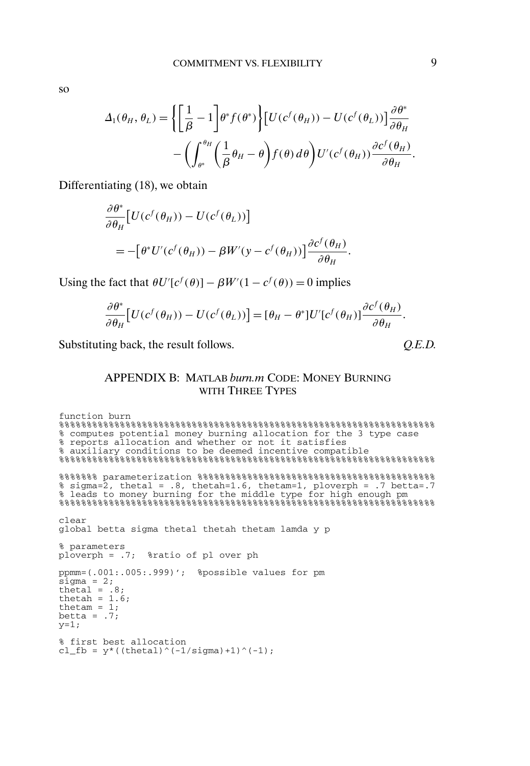so

$$\Delta_1(\theta_H, \theta_L) = \left\{ \left[ \frac{1}{\beta} - 1 \right] \theta^* f(\theta^*) \right\} \left[ U(c^f(\theta_H)) - U(c^f(\theta_L)) \right] \frac{\partial \theta^*}{\partial \theta_H} - \left( \int_{\theta^*}^{\theta_H} \left( \frac{1}{\beta} \theta_H - \theta \right) f(\theta)\, d\theta \right) U'(c^f(\theta_H)) \frac{\partial c^f(\theta_H)}{\partial \theta_H}.$$

Differentiating (18), we obtain

$$\frac{\partial \theta^*}{\partial \theta_H} \left[ U(c^f(\theta_H)) - U(c^f(\theta_L)) \right] = -\left[ \theta^* U'(c^f(\theta_H)) - \beta W'(y - c^f(\theta_H)) \right] \frac{\partial c^f(\theta_H)}{\partial \theta_H}.$$

Using the fact that $\theta U'[c^f(\theta)] - \beta W'(1 - c^f(\theta)) = 0$ implies

$$\frac{\partial \theta^*}{\partial \theta_H} \left[ U(c^f(\theta_H)) - U(c^f(\theta_L)) \right] = [\theta_H - \theta^*] U'[c^f(\theta_H)] \frac{\partial c^f(\theta_H)}{\partial \theta_H}.$$

Substituting back, the result follows. *Q.E.D.*

## APPENDIX B: MATLAB *burn.m* CODE: MONEY BURNING WITH THREE TYPES

```
function burn
%%%%%%%%%%%%%%%%%%%%%%%%%%%%%%%%%%%%%%%%%%%%%%%%%%%%%%%%%%%%%%%%%%%%%%
% computes potential money burning allocation for the 3 type case
% reports allocation and whether or not it satisfies
% auxiliary conditions to be deemed incentive compatible
%%%%%%%%%%%%%%%%%%%%%%%%%%%%%%%%%%%%%%%%%%%%%%%%%%%%%%%%%%%%%%%%%%%%%%

%%%%%%% parameterization %%%%%%%%%%%%%%%%%%%%%%%%%%%%%%%%%%%%%%%%%%%%%
% sigma=2, thetal = .8, thetah=1.6, thetam=1, ploverph = .7 betta=.7
% leads to money burning for the middle type for high enough pm
%%%%%%%%%%%%%%%%%%%%%%%%%%%%%%%%%%%%%%%%%%%%%%%%%%%%%%%%%%%%%%%%%%%%%%

clear
global betta sigma thetal thetah thetam lamda y p

% parameters
ploverph = .7;  %ratio of pl over ph

ppmm=(.001:.005:.999)';  %possible values for pm
sigma = 2;
thetal = .8;
thetah = 1.6;
thetam = 1;
betta = .7;
y=1;

% first best allocation
cl_fb = y*((thetal)^(-1/sigma)+1)^(-1);
```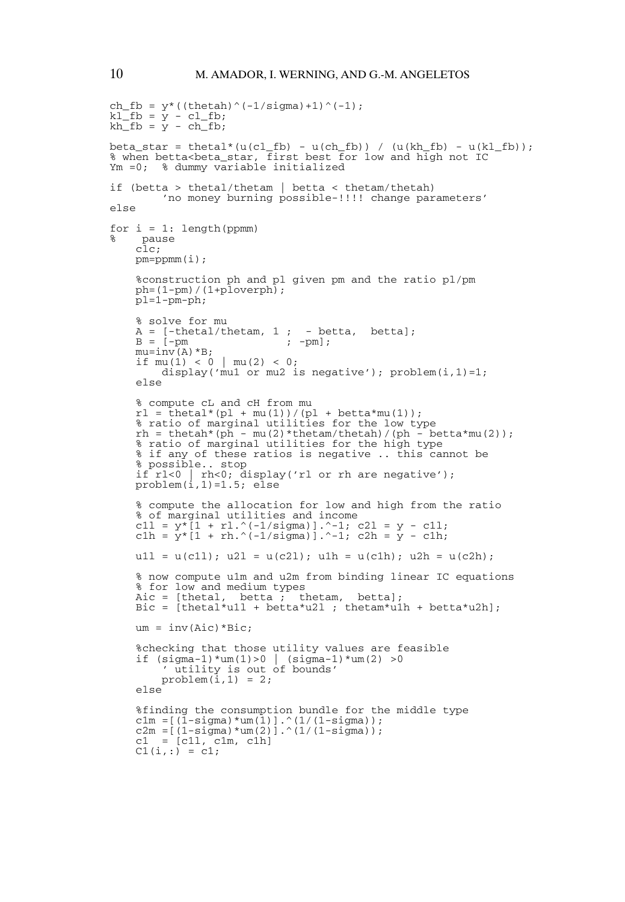```
ch_fb = y*((thetah)^(-1/sigma)+1)^(-1);
kl_fb = y - cl_fb;
kh_fb = y - ch_fb;

beta_star = thetal*(u(cl_fb) - u(ch_fb)) / (u(kh_fb) - u(kl_fb));
% when betta<beta_star, first best for low and high not IC
Ym =0;  % dummy variable initialized

if (betta > thetal/thetam | betta < thetam/thetah)
        'no money burning possible-!!!! change parameters'
else

for i = 1: length(ppmm)
%    pause
    clc;
    pm=ppmm(i);

    %construction ph and pl given pm and the ratio pl/pm
    ph=(1-pm)/(1+ploverph);
    pl=1-pm-ph;

    % solve for mu
    A = [-thetal/thetam, 1 ;  - betta,  betta];
    B = [-pm                ; -pm];
    mu=inv(A)*B;
    if mu(1) < 0 | mu(2) < 0;
        display('mu1 or mu2 is negative'); problem(i,1)=1;
    else

    % compute cL and cH from mu
    rl = thetal*(pl + mu(1))/(pl + betta*mu(1));
    % ratio of marginal utilities for the low type
    rh = thetah*(ph - mu(2)*thetam/thetah)/(ph - betta*mu(2));
    % ratio of marginal utilities for the high type
    % if any of these ratios is negative .. this cannot be
    % possible.. stop
    if rl<0 | rh<0; display('rl or rh are negative');
    problem(i,1)=1.5; else

    % compute the allocation for low and high from the ratio
    % of marginal utilities and income
    c1l = y*[1 + rl.^(-1/sigma)].^-1; c2l = y - c1l;
    c1h = y*[1 + rh.^(-1/sigma)].^-1; c2h = y - c1h;

    u1l = u(c1l); u2l = u(c2l); u1h = u(c1h); u2h = u(c2h);

    % now compute u1m and u2m from binding linear IC equations
    % for low and medium types
    Aic = [thetal,  betta ;  thetam,  betta];
    Bic = [thetal*u1l + betta*u2l ; thetam*u1h + betta*u2h];

    um = inv(Aic)*Bic;

    %checking that those utility values are feasible
    if (sigma-1)*um(1)>0 | (sigma-1)*um(2) >0
        ' utility is out of bounds'
        problem(i,1) = 2;
    else

    %finding the consumption bundle for the middle type
    c1m =[(1-sigma)*um(1)].^(1/(1-sigma));
    c2m =[(1-sigma)*um(2)].^(1/(1-sigma));
    c1  = [c1l, c1m, c1h]
    C1(i,:) = c1;
```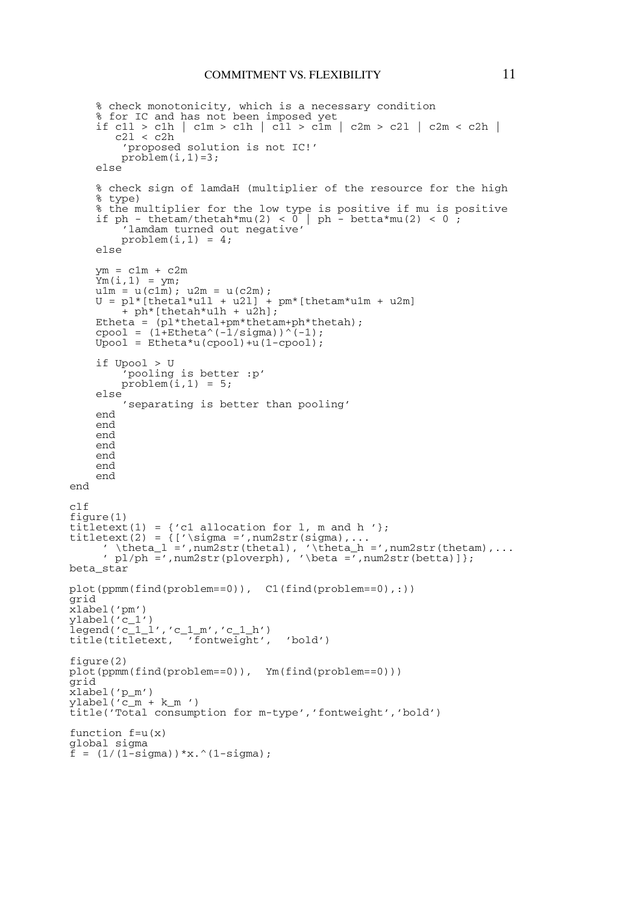```
    % check monotonicity, which is a necessary condition
    % for IC and has not been imposed yet
    if c1l > c1h | c1m > c1h | c1l > c1m | c2m > c2l | c2m < c2h |
       c2l < c2h
        'proposed solution is not IC!'
        problem(i,1)=3;
    else

    % check sign of lamdaH (multiplier of the resource for the high
    % type)
    % the multiplier for the low type is positive if mu is positive
    if ph - thetam/thetah*mu(2) < 0 | ph - betta*mu(2) < 0 ;
        'lamdam turned out negative'
        problem(i,1) = 4;
    else

    ym = c1m + c2m
    Ym(i,1) = ym;
    u1m = u(c1m); u2m = u(c2m);
    U = pl*[thetal*u1l + u2l] + pm*[thetam*u1m + u2m]
        + ph*[thetah*u1h + u2h];
    Etheta = (pl*thetal+pm*thetam+ph*thetah);
    cpool = (1+Etheta^(-1/sigma))^(-1);
    Upool = Etheta*u(cpool)+u(1-cpool);

    if Upool > U
        'pooling is better :p'
        problem(i,1) = 5;
    else
        'separating is better than pooling'
    end
    end
    end
    end
    end
    end
    end
end

clf
figure(1)
titletext(1) = {'c1 allocation for l, m and h '};
titletext(2) = {['\sigma =',num2str(sigma),...
     ' \theta_l =',num2str(thetal), '\theta_h =',num2str(thetam),...
     ' pl/ph =',num2str(ploverph), '\beta =',num2str(betta)]};
beta_star

plot(ppmm(find(problem==0)),  C1(find(problem==0),:))
grid
xlabel('pm')
ylabel('c_1')
legend('c_1_l','c_1_m','c_1_h')
title(titletext,  'fontweight',  'bold')

figure(2)
plot(ppmm(find(problem==0)),  Ym(find(problem==0)))
grid
xlabel('p_m')
ylabel('c_m + k_m ')
title('Total consumption for m-type','fontweight','bold')

function f=u(x)
global sigma
f = (1/(1-sigma))*x.^(1-sigma);
```